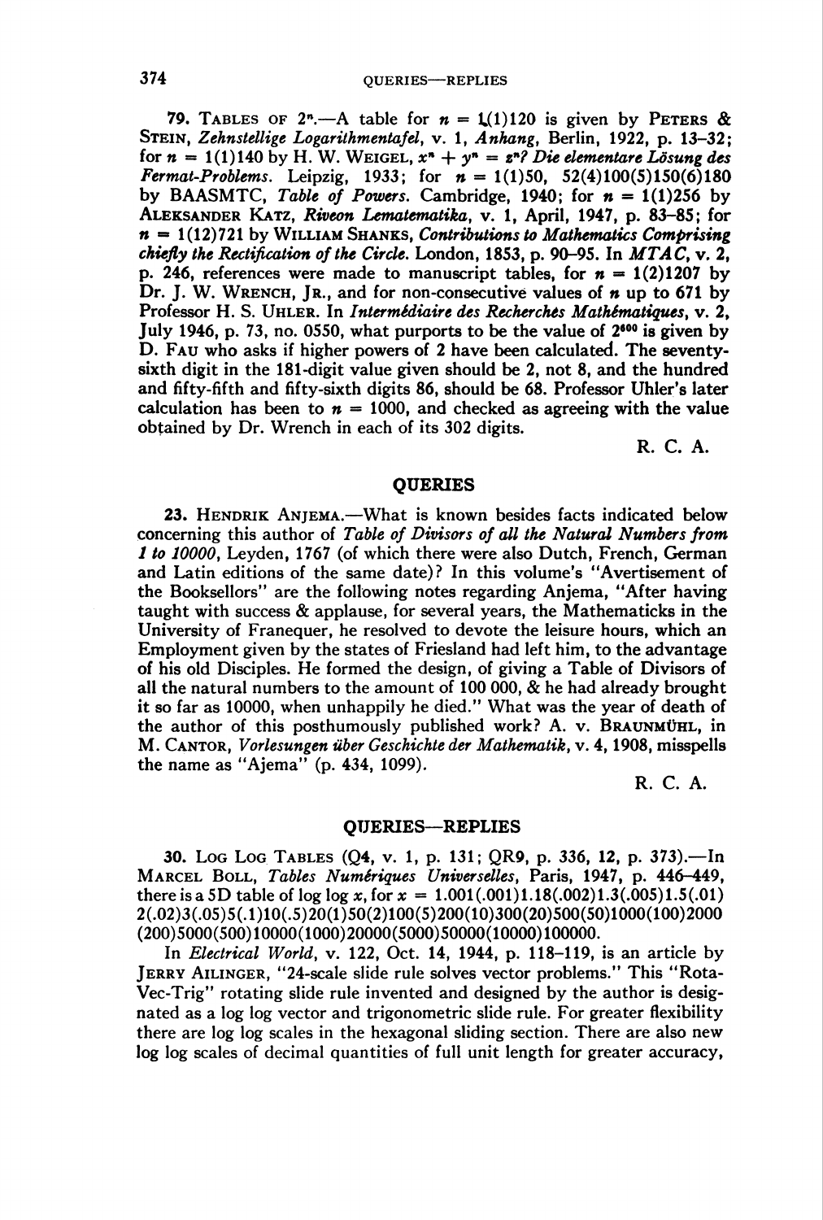79. TABLES OF $2^n$.—A table for $n = 1(1)120$ is given by PETERS & STEIN, *Zehnstellige Logarithmentafel*, v. 1, *Anhang*, Berlin, 1922, p. 13–32; for $n = 1(1)140$ by H. W. WEIGEL, $x^n + y^n = z^n$? *Die elementare Lösung des Fermat-Problems*. Leipzig, 1933; for $n = 1(1)50$, $52(4)100(5)150(6)180$ by BAASMTC, *Table of Powers*. Cambridge, 1940; for $n = 1(1)256$ by ALEKSANDER KATZ, *Riveon Lematematika*, v. 1, April, 1947, p. 83–85; for $n = 1(12)721$ by WILLIAM SHANKS, *Contributions to Mathematics Comprising chiefly the Rectification of the Circle*. London, 1853, p. 90–95. In *MTAC*, v. 2, p. 246, references were made to manuscript tables, for $n = 1(2)1207$ by Dr. J. W. WRENCH, JR., and for non-consecutive values of $n$ up to 671 by Professor H. S. UHLER. In *Intermédiaire des Recherchés Mathématiques*, v. 2, July 1946, p. 73, no. 0550, what purports to be the value of $2^{600}$ is given by D. FAU who asks if higher powers of 2 have been calculated. The seventy-sixth digit in the 181-digit value given should be 2, not 8, and the hundred and fifty-fifth and fifty-sixth digits 86, should be 68. Professor Uhler's later calculation has been to $n = 1000$, and checked as agreeing with the value obtained by Dr. Wrench in each of its 302 digits.

R. C. A.

## QUERIES

23. HENDRIK ANJEMA.—What is known besides facts indicated below concerning this author of *Table of Divisors of all the Natural Numbers from 1 to 10000*, Leyden, 1767 (of which there were also Dutch, French, German and Latin editions of the same date)? In this volume's "Avertisement of the Booksellers" are the following notes regarding Anjema, "After having taught with success & applause, for several years, the Mathematicks in the University of Franequer, he resolved to devote the leisure hours, which an Employment given by the states of Friesland had left him, to the advantage of his old Disciples. He formed the design, of giving a Table of Divisors of all the natural numbers to the amount of 100 000, & he had already brought it so far as 10000, when unhappily he died." What was the year of death of the author of this posthumously published work? A. v. BRAUNMÜHL, in M. CANTOR, *Vorlesungen über Geschichte der Mathematik*, v. 4, 1908, misspells the name as "Ajema" (p. 434, 1099).

R. C. A.

## QUERIES—REPLIES

30. LOG LOG TABLES (Q4, v. 1, p. 131; QR9, p. 336, 12, p. 373).—In MARCEL BOLL, *Tables Numériques Universelles*, Paris, 1947, p. 446–449, there is a 5D table of log log $x$, for $x = 1.001(.001)1.18(.002)1.3(.005)1.5(.01)$ $2(.02)3(.05)5(.1)10(.5)20(1)50(2)100(5)200(10)300(20)500(50)1000(100)2000$ $(200)5000(500)10000(1000)20000(5000)50000(10000)100000$.

In *Electrical World*, v. 122, Oct. 14, 1944, p. 118–119, is an article by JERRY AILINGER, "24-scale slide rule solves vector problems." This "Rota-Vec-Trig" rotating slide rule invented and designed by the author is designated as a log log vector and trigonometric slide rule. For greater flexibility there are log log scales in the hexagonal sliding section. There are also new log log scales of decimal quantities of full unit length for greater accuracy,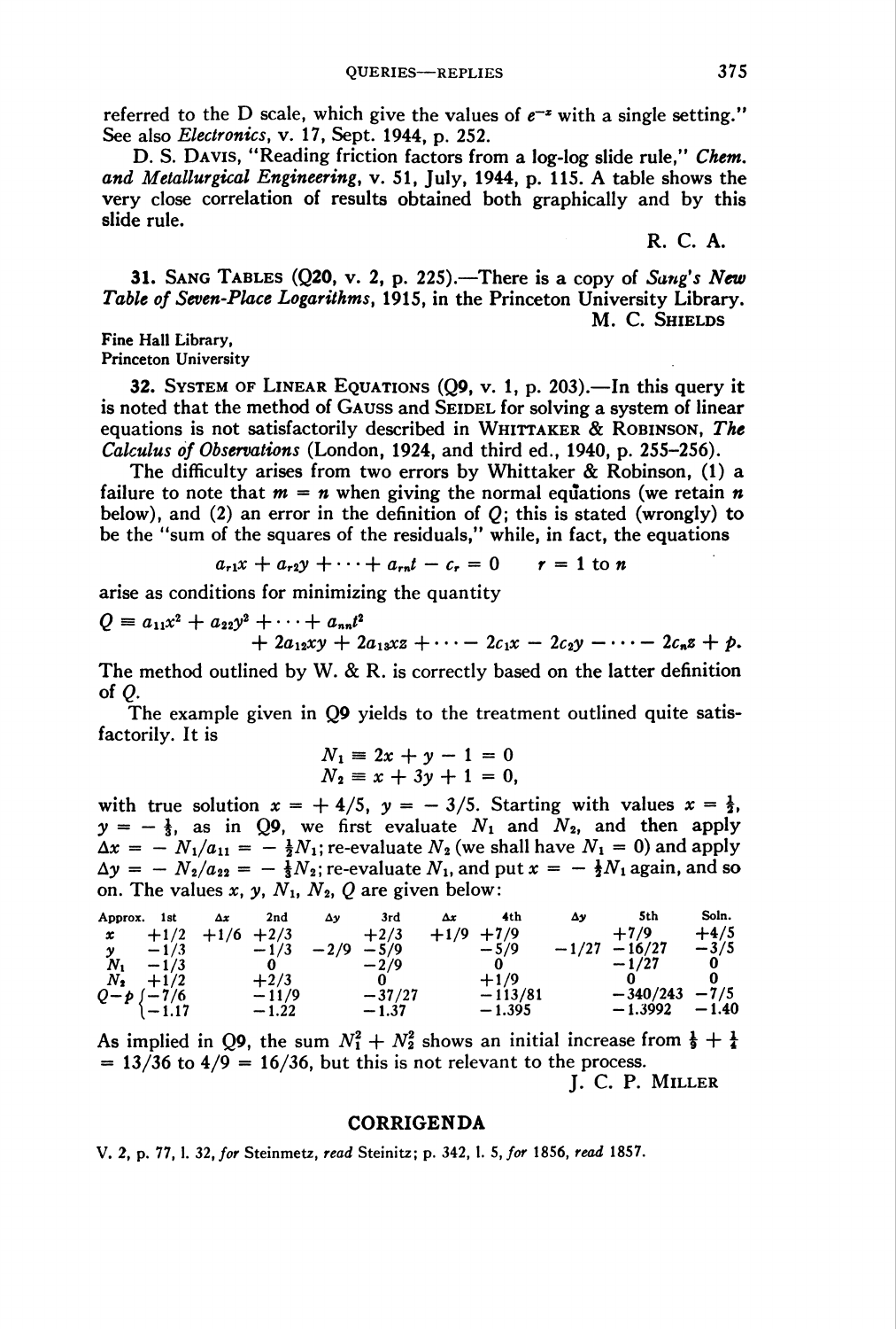referred to the D scale, which give the values of $e^{-x}$ with a single setting." See also *Electronics*, v. 17, Sept. 1944, p. 252.

D. S. Davis, "Reading friction factors from a log-log slide rule," *Chem. and Metallurgical Engineering*, v. 51, July, 1944, p. 115. A table shows the very close correlation of results obtained both graphically and by this slide rule.

R. C. A.

**31. Sang Tables** (Q20, v. 2, p. 225).—There is a copy of *Sang's New Table of Seven-Place Logarithms*, 1915, in the Princeton University Library.

M. C. Shields

Fine Hall Library,
Princeton University

**32. System of Linear Equations** (Q9, v. 1, p. 203).—In this query it is noted that the method of Gauss and Seidel for solving a system of linear equations is not satisfactorily described in Whittaker & Robinson, *The Calculus of Observations* (London, 1924, and third ed., 1940, p. 255–256).

The difficulty arises from two errors by Whittaker & Robinson, (1) a failure to note that $m = n$ when giving the normal equations (we retain $n$ below), and (2) an error in the definition of $Q$; this is stated (wrongly) to be the "sum of the squares of the residuals," while, in fact, the equations

$$a_{r1}x + a_{r2}y + \cdots + a_{rn}t - c_r = 0 \qquad r = 1 \text{ to } n$$

arise as conditions for minimizing the quantity

$$Q \equiv a_{11}x^2 + a_{22}y^2 + \cdots + a_{nn}t^2 + 2a_{12}xy + 2a_{13}xz + \cdots - 2c_1x - 2c_2y - \cdots - 2c_nz + p.$$

The method outlined by W. & R. is correctly based on the latter definition of $Q$.

The example given in Q9 yields to the treatment outlined quite satisfactorily. It is

$$N_1 \equiv 2x + y - 1 = 0$$
$$N_2 \equiv x + 3y + 1 = 0,$$

with true solution $x = +4/5$, $y = -3/5$. Starting with values $x = \frac{1}{2}$, $y = -\frac{1}{3}$, as in Q9, we first evaluate $N_1$ and $N_2$, and then apply $\Delta x = -N_1/a_{11} = -\frac{1}{2}N_1$; re-evaluate $N_2$ (we shall have $N_1 = 0$) and apply $\Delta y = -N_2/a_{22} = -\frac{1}{3}N_2$; re-evaluate $N_1$, and put $x = -\frac{1}{2}N_1$ again, and so on. The values $x$, $y$, $N_1$, $N_2$, $Q$ are given below:

| Approx. | 1st | $\Delta x$ | 2nd | $\Delta y$ | 3rd | $\Delta x$ | 4th | $\Delta y$ | 5th | Soln. |
|---|---|---|---|---|---|---|---|---|---|---|
| $x$ | +1/2 | +1/6 | +2/3 | | +2/3 | +1/9 | +7/9 | | +7/9 | +4/5 |
| $y$ | −1/3 | | −1/3 | −2/9 | −5/9 | | −5/9 | −1/27 | −16/27 | −3/5 |
| $N_1$ | −1/3 | | 0 | | −2/9 | | 0 | | −1/27 | 0 |
| $N_2$ | +1/2 | | +2/3 | | 0 | | +1/9 | | 0 | 0 |
| $Q-p$ | −7/6 | | −11/9 | | −37/27 | | −113/81 | | −340/243 | −7/5 |
| | −1.17 | | −1.22 | | −1.37 | | −1.395 | | −1.3992 | −1.40 |

As implied in Q9, the sum $N_1^2 + N_2^2$ shows an initial increase from $\frac{1}{9} + \frac{1}{4} = 13/36$ to $4/9 = 16/36$, but this is not relevant to the process.

J. C. P. Miller

## CORRIGENDA

V. 2, p. 77, l. 32, *for* Steinmetz, *read* Steinitz; p. 342, l. 5, *for* 1856, *read* 1857.